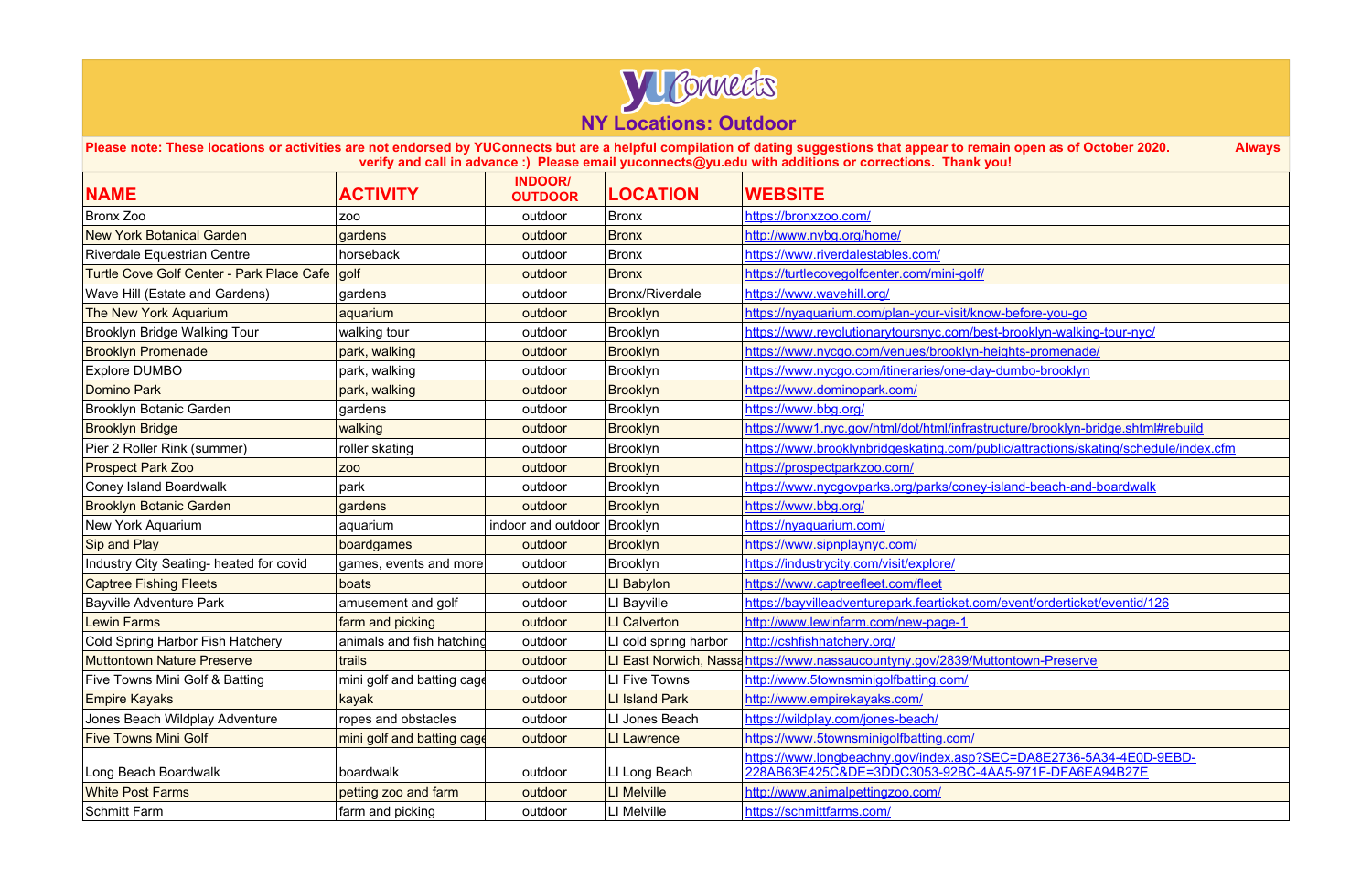# yuConnects

## NY Locations: Outdoor

**Please note: These locations or activities are not endorsed by YUConnects but are a helpful compilation of dating suggestions that appear to remain open as of October 2020. Always verify and call in advance :) Please email yuconnects@yu.edu with additions or corrections. Thank you!**

| NAME | ACTIVITY | INDOOR/ OUTDOOR | LOCATION | WEBSITE |
|---|---|---|---|---|
| Bronx Zoo | zoo | outdoor | Bronx | https://bronxzoo.com/ |
| New York Botanical Garden | gardens | outdoor | Bronx | http://www.nybg.org/home/ |
| Riverdale Equestrian Centre | horseback | outdoor | Bronx | https://www.riverdalestables.com/ |
| Turtle Cove Golf Center - Park Place Cafe | golf | outdoor | Bronx | https://turtlecovegolfcenter.com/mini-golf/ |
| Wave Hill (Estate and Gardens) | gardens | outdoor | Bronx/Riverdale | https://www.wavehill.org/ |
| The New York Aquarium | aquarium | outdoor | Brooklyn | https://nyaquarium.com/plan-your-visit/know-before-you-go |
| Brooklyn Bridge Walking Tour | walking tour | outdoor | Brooklyn | https://www.revolutionarytoursnyc.com/best-brooklyn-walking-tour-nyc/ |
| Brooklyn Promenade | park, walking | outdoor | Brooklyn | https://www.nycgo.com/venues/brooklyn-heights-promenade/ |
| Explore DUMBO | park, walking | outdoor | Brooklyn | https://www.nycgo.com/itineraries/one-day-dumbo-brooklyn |
| Domino Park | park, walking | outdoor | Brooklyn | https://www.dominopark.com/ |
| Brooklyn Botanic Garden | gardens | outdoor | Brooklyn | https://www.bbg.org/ |
| Brooklyn Bridge | walking | outdoor | Brooklyn | https://www1.nyc.gov/html/dot/html/infrastructure/brooklyn-bridge.shtml#rebuild |
| Pier 2 Roller Rink (summer) | roller skating | outdoor | Brooklyn | https://www.brooklynbridgeskating.com/public/attractions/skating/schedule/index.cfm |
| Prospect Park Zoo | zoo | outdoor | Brooklyn | https://prospectparkzoo.com/ |
| Coney Island Boardwalk | park | outdoor | Brooklyn | https://www.nycgovparks.org/parks/coney-island-beach-and-boardwalk |
| Brooklyn Botanic Garden | gardens | outdoor | Brooklyn | https://www.bbg.org/ |
| New York Aquarium | aquarium | indoor and outdoor | Brooklyn | https://nyaquarium.com/ |
| Sip and Play | boardgames | outdoor | Brooklyn | https://www.sipnplaynyc.com/ |
| Industry City Seating- heated for covid | games, events and more | outdoor | Brooklyn | https://industrycity.com/visit/explore/ |
| Captree Fishing Fleets | boats | outdoor | LI Babylon | https://www.captreefleet.com/fleet |
| Bayville Adventure Park | amusement and golf | outdoor | LI Bayville | https://bayvilleadventurepark.fearticket.com/event/orderticket/eventid/126 |
| Lewin Farms | farm and picking | outdoor | LI Calverton | http://www.lewinfarm.com/new-page-1 |
| Cold Spring Harbor Fish Hatchery | animals and fish hatching | outdoor | LI cold spring harbor | http://cshfishhatchery.org/ |
| Muttontown Nature Preserve | trails | outdoor | LI East Norwich, Nassa | https://www.nassaucountyny.gov/2839/Muttontown-Preserve |
| Five Towns Mini Golf & Batting | mini golf and batting cage | outdoor | LI Five Towns | http://www.5townsminigolfbatting.com/ |
| Empire Kayaks | kayak | outdoor | LI Island Park | http://www.empirekayaks.com/ |
| Jones Beach Wildplay Adventure | ropes and obstacles | outdoor | LI Jones Beach | https://wildplay.com/jones-beach/ |
| Five Towns Mini Golf | mini golf and batting cage | outdoor | LI Lawrence | https://www.5townsminigolfbatting.com/ |
| Long Beach Boardwalk | boardwalk | outdoor | LI Long Beach | https://www.longbeachny.gov/index.asp?SEC=DA8E2736-5A34-4E0D-9EBD-228AB63E425C&DE=3DDC3053-92BC-4AA5-971F-DFA6EA94B27E |
| White Post Farms | petting zoo and farm | outdoor | LI Melville | http://www.animalpettingzoo.com/ |
| Schmitt Farm | farm and picking | outdoor | LI Melville | https://schmittfarms.com/ |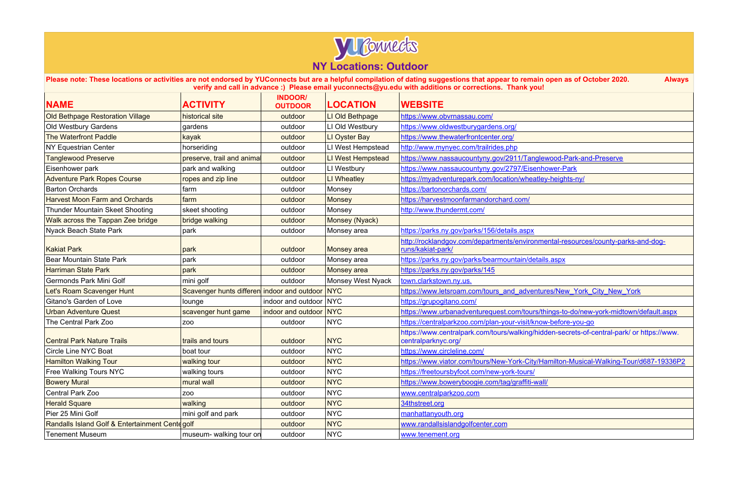# yuconnects

## NY Locations: Outdoor

**Please note: These locations or activities are not endorsed by YUConnects but are a helpful compilation of dating suggestions that appear to remain open as of October 2020. Always verify and call in advance :) Please email yuconnects@yu.edu with additions or corrections. Thank you!**

| NAME | ACTIVITY | INDOOR/ OUTDOOR | LOCATION | WEBSITE |
|---|---|---|---|---|
| Old Bethpage Restoration Village | historical site | outdoor | LI Old Bethpage | https://www.obvrnassau.com/ |
| Old Westbury Gardens | gardens | outdoor | LI Old Westbury | https://www.oldwestburygardens.org/ |
| The Waterfront Paddle | kayak | outdoor | LI Oyster Bay | https://www.thewaterfrontcenter.org/ |
| NY Equestrian Center | horseriding | outdoor | LI West Hempstead | http://www.mynyec.com/trailrides.php |
| Tanglewood Preserve | preserve, trail and anima | outdoor | LI West Hempstead | https://www.nassaucountyny.gov/2911/Tanglewood-Park-and-Preserve |
| Eisenhower park | park and walking | outdoor | LI Westbury | https://www.nassaucountyny.gov/2797/Eisenhower-Park |
| Adventure Park Ropes Course | ropes and zip line | outdoor | LI Wheatley | https://myadventurepark.com/location/wheatley-heights-ny/ |
| Barton Orchards | farm | outdoor | Monsey | https://bartonorchards.com/ |
| Harvest Moon Farm and Orchards | farm | outdoor | Monsey | https://harvestmoonfarmandorchard.com/ |
| Thunder Mountain Skeet Shooting | skeet shooting | outdoor | Monsey | http://www.thundermt.com/ |
| Walk across the Tappan Zee bridge | bridge walking | outdoor | Monsey (Nyack) | |
| Nyack Beach State Park | park | outdoor | Monsey area | https://parks.ny.gov/parks/156/details.aspx |
| Kakiat Park | park | outdoor | Monsey area | http://rocklandgov.com/departments/environmental-resources/county-parks-and-dog-runs/kakiat-park/ |
| Bear Mountain State Park | park | outdoor | Monsey area | https://parks.ny.gov/parks/bearmountain/details.aspx |
| Harriman State Park | park | outdoor | Monsey area | https://parks.ny.gov/parks/145 |
| Germonds Park Mini Golf | mini golf | outdoor | Monsey West Nyack | town.clarkstown.ny.us. |
| Let's Roam Scavenger Hunt | Scavenger hunts differen | indoor and outdoor | NYC | https://www.letsroam.com/tours_and_adventures/New_York_City_New_York |
| Gitano's Garden of Love | lounge | indoor and outdoor | NYC | https://grupogitano.com/ |
| Urban Adventure Quest | scavenger hunt game | indoor and outdoor | NYC | https://www.urbanadventurequest.com/tours/things-to-do/new-york-midtown/default.aspx |
| The Central Park Zoo | zoo | outdoor | NYC | https://centralparkzoo.com/plan-your-visit/know-before-you-go |
| Central Park Nature Trails | trails and tours | outdoor | NYC | https://www.centralpark.com/tours/walking/hidden-secrets-of-central-park/ or https://www.centralparknyc.org/ |
| Circle Line NYC Boat | boat tour | outdoor | NYC | https://www.circleline.com/ |
| Hamilton Walking Tour | walking tour | outdoor | NYC | https://www.viator.com/tours/New-York-City/Hamilton-Musical-Walking-Tour/d687-19336P2 |
| Free Walking Tours NYC | walking tours | outdoor | NYC | https://freetoursbyfoot.com/new-york-tours/ |
| Bowery Mural | mural wall | outdoor | NYC | https://www.boweryboogie.com/tag/graffiti-wall/ |
| Central Park Zoo | zoo | outdoor | NYC | www.centralparkzoo.com |
| Herald Square | walking | outdoor | NYC | 34thstreet.org |
| Pier 25 Mini Golf | mini golf and park | outdoor | NYC | manhattanyouth.org |
| Randalls Island Golf & Entertainment Cente | golf | outdoor | NYC | www.randallsislandgolfcenter.com |
| Tenement Museum | museum- walking tour on | outdoor | NYC | www.tenement.org |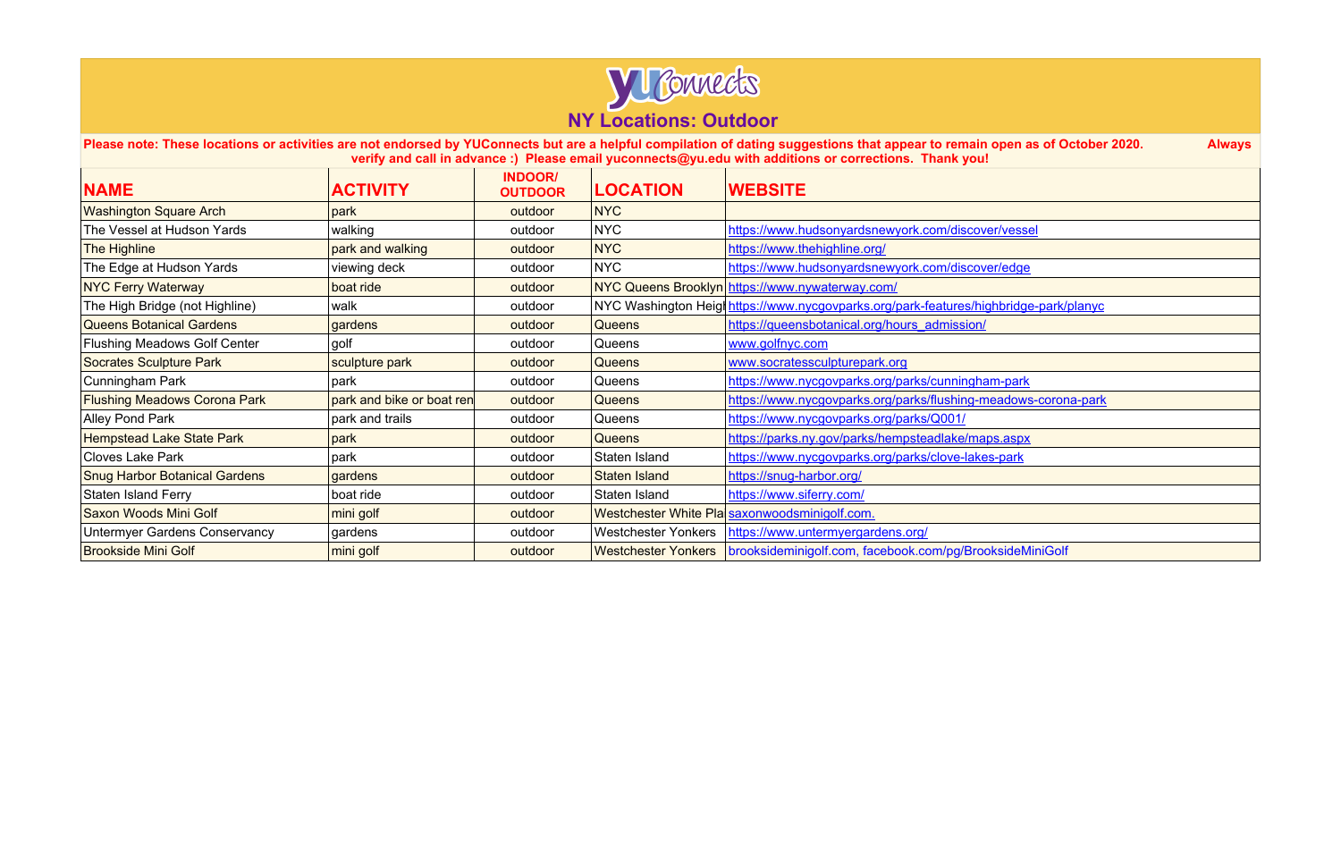# NY Locations: Outdoor

**Please note: These locations or activities are not endorsed by YUConnects but are a helpful compilation of dating suggestions that appear to remain open as of October 2020. Always verify and call in advance :) Please email yuconnects@yu.edu with additions or corrections. Thank you!**

| NAME | ACTIVITY | INDOOR/ OUTDOOR | LOCATION | WEBSITE |
|---|---|---|---|---|
| Washington Square Arch | park | outdoor | NYC | |
| The Vessel at Hudson Yards | walking | outdoor | NYC | https://www.hudsonyardsnewyork.com/discover/vessel |
| The Highline | park and walking | outdoor | NYC | https://www.thehighline.org/ |
| The Edge at Hudson Yards | viewing deck | outdoor | NYC | https://www.hudsonyardsnewyork.com/discover/edge |
| NYC Ferry Waterway | boat ride | outdoor | NYC Queens Brooklyn | https://www.nywaterway.com/ |
| The High Bridge (not Highline) | walk | outdoor | NYC Washington Heig | https://www.nycgovparks.org/park-features/highbridge-park/planyc |
| Queens Botanical Gardens | gardens | outdoor | Queens | https://queensbotanical.org/hours_admission/ |
| Flushing Meadows Golf Center | golf | outdoor | Queens | www.golfnyc.com |
| Socrates Sculpture Park | sculpture park | outdoor | Queens | www.socratessculpturepark.org |
| Cunningham Park | park | outdoor | Queens | https://www.nycgovparks.org/parks/cunningham-park |
| Flushing Meadows Corona Park | park and bike or boat ren | outdoor | Queens | https://www.nycgovparks.org/parks/flushing-meadows-corona-park |
| Alley Pond Park | park and trails | outdoor | Queens | https://www.nycgovparks.org/parks/Q001/ |
| Hempstead Lake State Park | park | outdoor | Queens | https://parks.ny.gov/parks/hempsteadlake/maps.aspx |
| Cloves Lake Park | park | outdoor | Staten Island | https://www.nycgovparks.org/parks/clove-lakes-park |
| Snug Harbor Botanical Gardens | gardens | outdoor | Staten Island | https://snug-harbor.org/ |
| Staten Island Ferry | boat ride | outdoor | Staten Island | https://www.siferry.com/ |
| Saxon Woods Mini Golf | mini golf | outdoor | Westchester White Pla | saxonwoodsminigolf.com. |
| Untermyer Gardens Conservancy | gardens | outdoor | Westchester Yonkers | https://www.untermyergardens.org/ |
| Brookside Mini Golf | mini golf | outdoor | Westchester Yonkers | brooksideminigolf.com, facebook.com/pg/BrooksideMiniGolf |